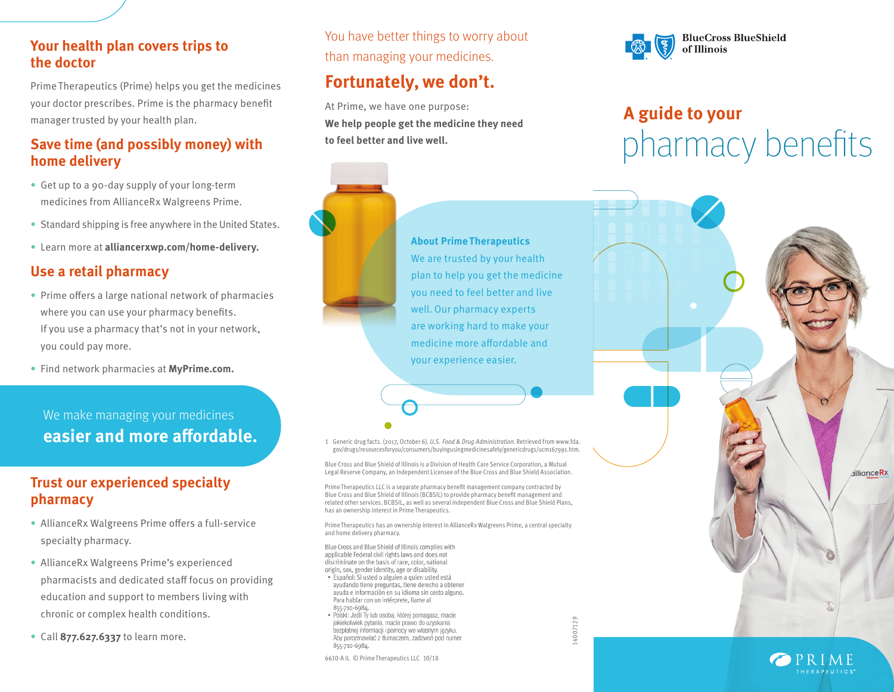## Your health plan covers trips to the doctor

Prime Therapeutics (Prime) helps you get the medicines your doctor prescribes. Prime is the pharmacy benefit manager trusted by your health plan.

## Save time (and possibly money) with home delivery

- Get up to a 90-day supply of your long-term medicines from AllianceRx Walgreens Prime.
- Standard shipping is free anywhere in the United States.
- Learn more at **alliancerxwp.com/home-delivery.**

## Use a retail pharmacy

- Prime offers a large national network of pharmacies where you can use your pharmacy benefits. If you use a pharmacy that's not in your network, you could pay more.
- Find network pharmacies at **MyPrime.com.**

We make managing your medicines **easier and more affordable.**

## Trust our experienced specialty pharmacy

- AllianceRx Walgreens Prime offers a full-service specialty pharmacy.
- AllianceRx Walgreens Prime's experienced pharmacists and dedicated staff focus on providing education and support to members living with chronic or complex health conditions.
- Call **877.627.6337** to learn more.

You have better things to worry about than managing your medicines.

## Fortunately, we don't.

At Prime, we have one purpose:
**We help people get the medicine they need to feel better and live well.**

**About Prime Therapeutics**
We are trusted by your health plan to help you get the medicine you need to feel better and live well. Our pharmacy experts are working hard to make your medicine more affordable and your experience easier.

1 Generic drug facts. (2017, October 6). *U.S. Food & Drug Administration.* Retrieved from www.fda.gov/drugs/resourcesforyou/consumers/buyingusingmedicinesafely/genericdrugs/ucm167991.htm.

Blue Cross and Blue Shield of Illinois is a Division of Health Care Service Corporation, a Mutual Legal Reserve Company, an Independent Licensee of the Blue Cross and Blue Shield Association.

Prime Therapeutics LLC is a separate pharmacy benefit management company contracted by Blue Cross and Blue Shield of Illinois (BCBSIL) to provide pharmacy benefit management and related other services. BCBSIL, as well as several independent Blue Cross and Blue Shield Plans, has an ownership interest in Prime Therapeutics.

Prime Therapeutics has an ownership interest in AllianceRx Walgreens Prime, a central specialty and home delivery pharmacy.

Blue Cross and Blue Shield of Illinois complies with applicable Federal civil rights laws and does not discriminate on the basis of race, color, national origin, sex, gender identity, age or disability.

- Español: Si usted o alguien a quien usted está ayudando tiene preguntas, tiene derecho a obtener ayuda e información en su idioma sin costo alguno. Para hablar con un intérprete, llame al 855-710-6984.
- Polski: Jeśli Ty lub osoba, której pomagasz, macie jakiekolwiek pytania, macie prawo do uzyskania bezpłatnej informacji i pomocy we własnym języku. Aby porozmawiać z tłumaczem, zadzwoń pod numer 855-710-6984.

6610-A IL © Prime Therapeutics LLC 10/18

14007129

BlueCross BlueShield of Illinois

# A guide to your pharmacy benefits

PRIME THERAPEUTICS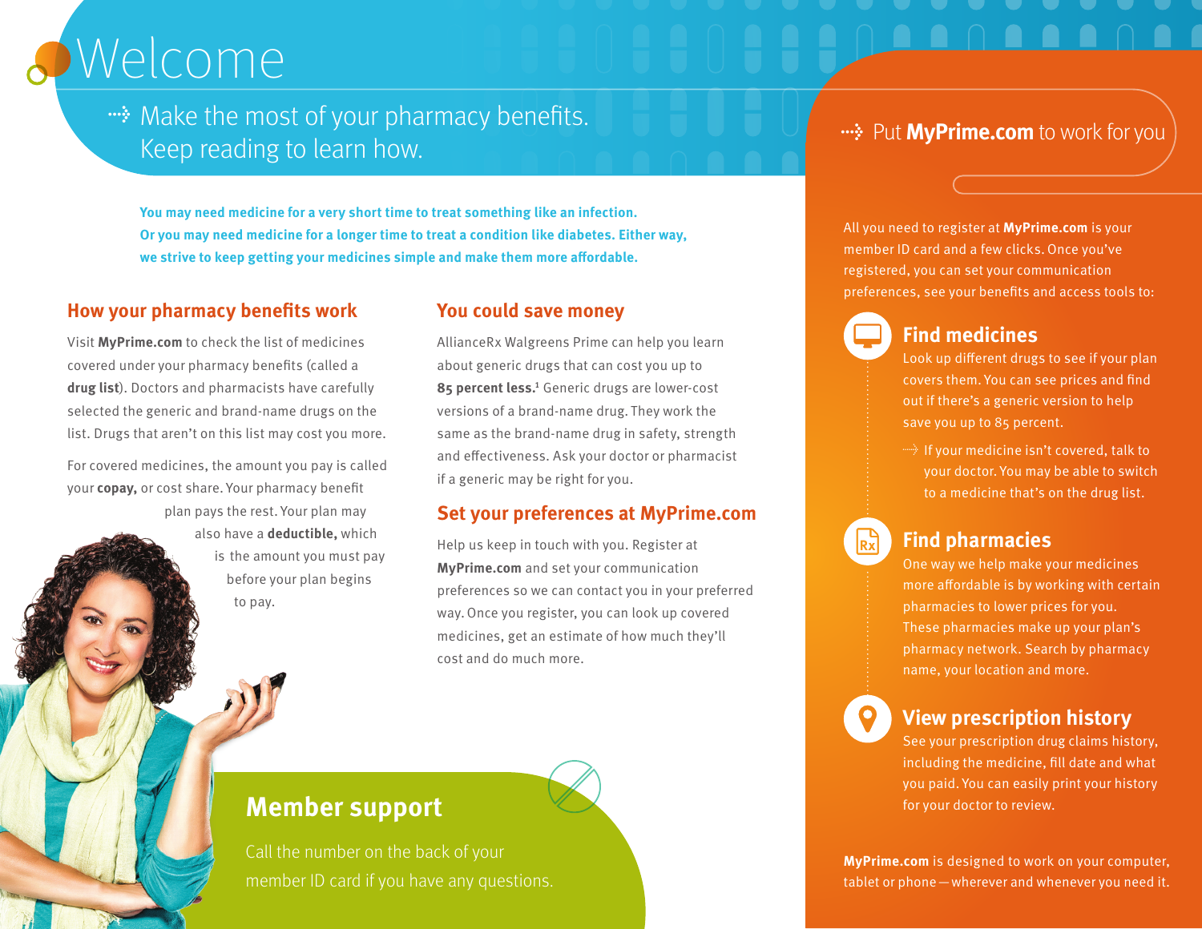# Welcome

Make the most of your pharmacy benefits. Keep reading to learn how.

**You may need medicine for a very short time to treat something like an infection. Or you may need medicine for a longer time to treat a condition like diabetes. Either way, we strive to keep getting your medicines simple and make them more affordable.**

## How your pharmacy benefits work

Visit **MyPrime.com** to check the list of medicines covered under your pharmacy benefits (called a **drug list**). Doctors and pharmacists have carefully selected the generic and brand-name drugs on the list. Drugs that aren't on this list may cost you more.

For covered medicines, the amount you pay is called your **copay,** or cost share. Your pharmacy benefit plan pays the rest. Your plan may also have a **deductible,** which is the amount you must pay before your plan begins to pay.

## You could save money

AllianceRx Walgreens Prime can help you learn about generic drugs that can cost you up to **85 percent less.**[1] Generic drugs are lower-cost versions of a brand-name drug. They work the same as the brand-name drug in safety, strength and effectiveness. Ask your doctor or pharmacist if a generic may be right for you.

## Set your preferences at MyPrime.com

Help us keep in touch with you. Register at **MyPrime.com** and set your communication preferences so we can contact you in your preferred way. Once you register, you can look up covered medicines, get an estimate of how much they'll cost and do much more.

## Member support

Call the number on the back of your member ID card if you have any questions.

## Put MyPrime.com to work for you

All you need to register at **MyPrime.com** is your member ID card and a few clicks. Once you've registered, you can set your communication preferences, see your benefits and access tools to:

### Find medicines

Look up different drugs to see if your plan covers them. You can see prices and find out if there's a generic version to help save you up to 85 percent.

If your medicine isn't covered, talk to your doctor. You may be able to switch to a medicine that's on the drug list.

### Find pharmacies

One way we help make your medicines more affordable is by working with certain pharmacies to lower prices for you. These pharmacies make up your plan's pharmacy network. Search by pharmacy name, your location and more.

### View prescription history

See your prescription drug claims history, including the medicine, fill date and what you paid. You can easily print your history for your doctor to review.

**MyPrime.com** is designed to work on your computer, tablet or phone — wherever and whenever you need it.